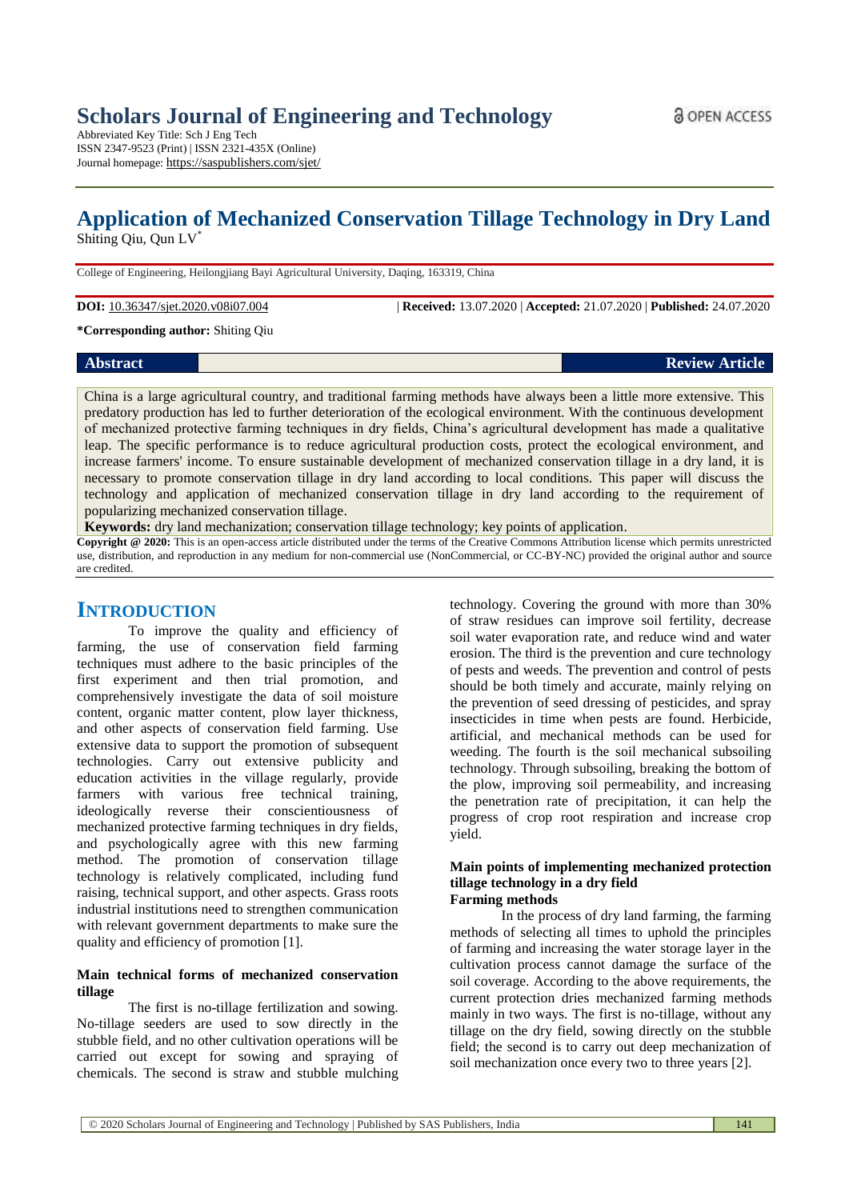Scholars Journal of Engineering and Technology

Abbreviated Key Title: Sch J Eng Tech
ISSN 2347-9523 (Print) | ISSN 2321-435X (Online)
Journal homepage: https://saspublishers.com/sjet/

# Application of Mechanized Conservation Tillage Technology in Dry Land

Shiting Qiu, Qun LV*

College of Engineering, Heilongjiang Bayi Agricultural University, Daqing, 163319, China

**DOI:** 10.36347/sjet.2020.v08i07.004 | **Received:** 13.07.2020 | **Accepted:** 21.07.2020 | **Published:** 24.07.2020

**\*Corresponding author:** Shiting Qiu

**Abstract** **Review Article**

China is a large agricultural country, and traditional farming methods have always been a little more extensive. This predatory production has led to further deterioration of the ecological environment. With the continuous development of mechanized protective farming techniques in dry fields, China's agricultural development has made a qualitative leap. The specific performance is to reduce agricultural production costs, protect the ecological environment, and increase farmers' income. To ensure sustainable development of mechanized conservation tillage in a dry land, it is necessary to promote conservation tillage in dry land according to local conditions. This paper will discuss the technology and application of mechanized conservation tillage in dry land according to the requirement of popularizing mechanized conservation tillage.

**Keywords:** dry land mechanization; conservation tillage technology; key points of application.

**Copyright @ 2020:** This is an open-access article distributed under the terms of the Creative Commons Attribution license which permits unrestricted use, distribution, and reproduction in any medium for non-commercial use (NonCommercial, or CC-BY-NC) provided the original author and source are credited.

## INTRODUCTION

To improve the quality and efficiency of farming, the use of conservation field farming techniques must adhere to the basic principles of the first experiment and then trial promotion, and comprehensively investigate the data of soil moisture content, organic matter content, plow layer thickness, and other aspects of conservation field farming. Use extensive data to support the promotion of subsequent technologies. Carry out extensive publicity and education activities in the village regularly, provide farmers with various free technical training, ideologically reverse their conscientiousness of mechanized protective farming techniques in dry fields, and psychologically agree with this new farming method. The promotion of conservation tillage technology is relatively complicated, including fund raising, technical support, and other aspects. Grass roots industrial institutions need to strengthen communication with relevant government departments to make sure the quality and efficiency of promotion [1].

### Main technical forms of mechanized conservation tillage

The first is no-tillage fertilization and sowing. No-tillage seeders are used to sow directly in the stubble field, and no other cultivation operations will be carried out except for sowing and spraying of chemicals. The second is straw and stubble mulching technology. Covering the ground with more than 30% of straw residues can improve soil fertility, decrease soil water evaporation rate, and reduce wind and water erosion. The third is the prevention and cure technology of pests and weeds. The prevention and control of pests should be both timely and accurate, mainly relying on the prevention of seed dressing of pesticides, and spray insecticides in time when pests are found. Herbicide, artificial, and mechanical methods can be used for weeding. The fourth is the soil mechanical subsoiling technology. Through subsoiling, breaking the bottom of the plow, improving soil permeability, and increasing the penetration rate of precipitation, it can help the progress of crop root respiration and increase crop yield.

### Main points of implementing mechanized protection tillage technology in a dry field

#### Farming methods

In the process of dry land farming, the farming methods of selecting all times to uphold the principles of farming and increasing the water storage layer in the cultivation process cannot damage the surface of the soil coverage. According to the above requirements, the current protection dries mechanized farming methods mainly in two ways. The first is no-tillage, without any tillage on the dry field, sowing directly on the stubble field; the second is to carry out deep mechanization of soil mechanization once every two to three years [2].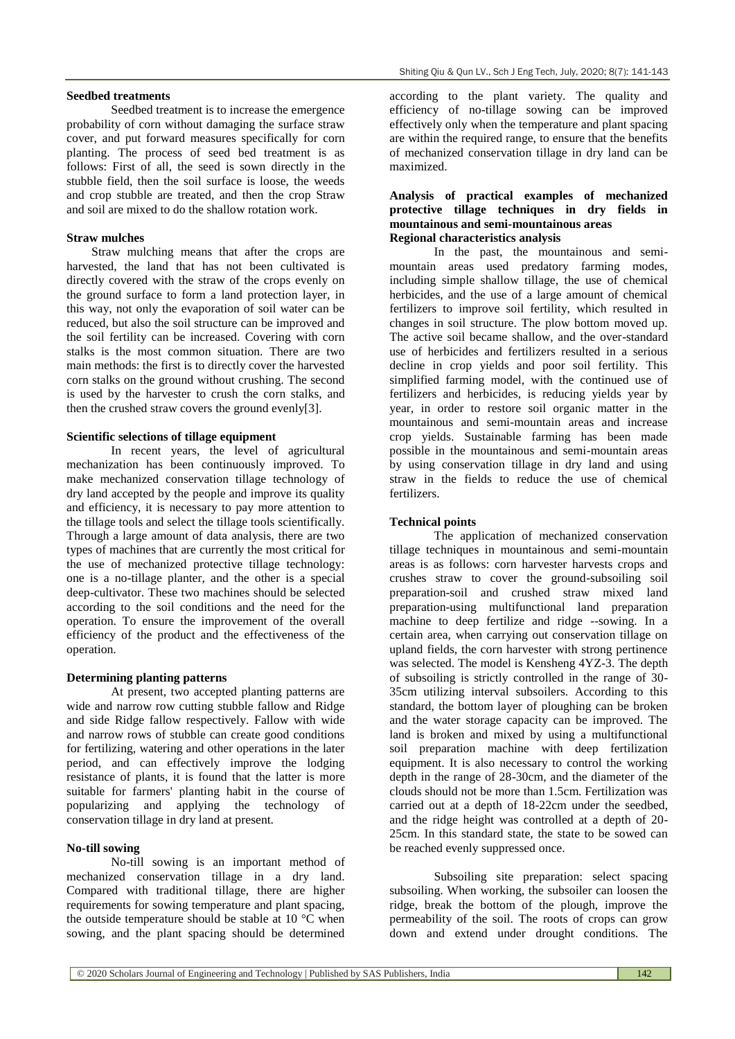**Seedbed treatments**

Seedbed treatment is to increase the emergence probability of corn without damaging the surface straw cover, and put forward measures specifically for corn planting. The process of seed bed treatment is as follows: First of all, the seed is sown directly in the stubble field, then the soil surface is loose, the weeds and crop stubble are treated, and then the crop Straw and soil are mixed to do the shallow rotation work.

**Straw mulches**

Straw mulching means that after the crops are harvested, the land that has not been cultivated is directly covered with the straw of the crops evenly on the ground surface to form a land protection layer, in this way, not only the evaporation of soil water can be reduced, but also the soil structure can be improved and the soil fertility can be increased. Covering with corn stalks is the most common situation. There are two main methods: the first is to directly cover the harvested corn stalks on the ground without crushing. The second is used by the harvester to crush the corn stalks, and then the crushed straw covers the ground evenly[3].

**Scientific selections of tillage equipment**

In recent years, the level of agricultural mechanization has been continuously improved. To make mechanized conservation tillage technology of dry land accepted by the people and improve its quality and efficiency, it is necessary to pay more attention to the tillage tools and select the tillage tools scientifically. Through a large amount of data analysis, there are two types of machines that are currently the most critical for the use of mechanized protective tillage technology: one is a no-tillage planter, and the other is a special deep-cultivator. These two machines should be selected according to the soil conditions and the need for the operation. To ensure the improvement of the overall efficiency of the product and the effectiveness of the operation.

**Determining planting patterns**

At present, two accepted planting patterns are wide and narrow row cutting stubble fallow and Ridge and side Ridge fallow respectively. Fallow with wide and narrow rows of stubble can create good conditions for fertilizing, watering and other operations in the later period, and can effectively improve the lodging resistance of plants, it is found that the latter is more suitable for farmers' planting habit in the course of popularizing and applying the technology of conservation tillage in dry land at present.

**No-till sowing**

No-till sowing is an important method of mechanized conservation tillage in a dry land. Compared with traditional tillage, there are higher requirements for sowing temperature and plant spacing, the outside temperature should be stable at 10 °C when sowing, and the plant spacing should be determined according to the plant variety. The quality and efficiency of no-tillage sowing can be improved effectively only when the temperature and plant spacing are within the required range, to ensure that the benefits of mechanized conservation tillage in dry land can be maximized.

**Analysis of practical examples of mechanized protective tillage techniques in dry fields in mountainous and semi-mountainous areas**

**Regional characteristics analysis**

In the past, the mountainous and semi-mountain areas used predatory farming modes, including simple shallow tillage, the use of chemical herbicides, and the use of a large amount of chemical fertilizers to improve soil fertility, which resulted in changes in soil structure. The plow bottom moved up. The active soil became shallow, and the over-standard use of herbicides and fertilizers resulted in a serious decline in crop yields and poor soil fertility. This simplified farming model, with the continued use of fertilizers and herbicides, is reducing yields year by year, in order to restore soil organic matter in the mountainous and semi-mountain areas and increase crop yields. Sustainable farming has been made possible in the mountainous and semi-mountain areas by using conservation tillage in dry land and using straw in the fields to reduce the use of chemical fertilizers.

**Technical points**

The application of mechanized conservation tillage techniques in mountainous and semi-mountain areas is as follows: corn harvester harvests crops and crushes straw to cover the ground-subsoiling soil preparation-soil and crushed straw mixed land preparation-using multifunctional land preparation machine to deep fertilize and ridge --sowing. In a certain area, when carrying out conservation tillage on upland fields, the corn harvester with strong pertinence was selected. The model is Kensheng 4YZ-3. The depth of subsoiling is strictly controlled in the range of 30-35cm utilizing interval subsoilers. According to this standard, the bottom layer of ploughing can be broken and the water storage capacity can be improved. The land is broken and mixed by using a multifunctional soil preparation machine with deep fertilization equipment. It is also necessary to control the working depth in the range of 28-30cm, and the diameter of the clouds should not be more than 1.5cm. Fertilization was carried out at a depth of 18-22cm under the seedbed, and the ridge height was controlled at a depth of 20-25cm. In this standard state, the state to be sowed can be reached evenly suppressed once.

Subsoiling site preparation: select spacing subsoiling. When working, the subsoiler can loosen the ridge, break the bottom of the plough, improve the permeability of the soil. The roots of crops can grow down and extend under drought conditions. The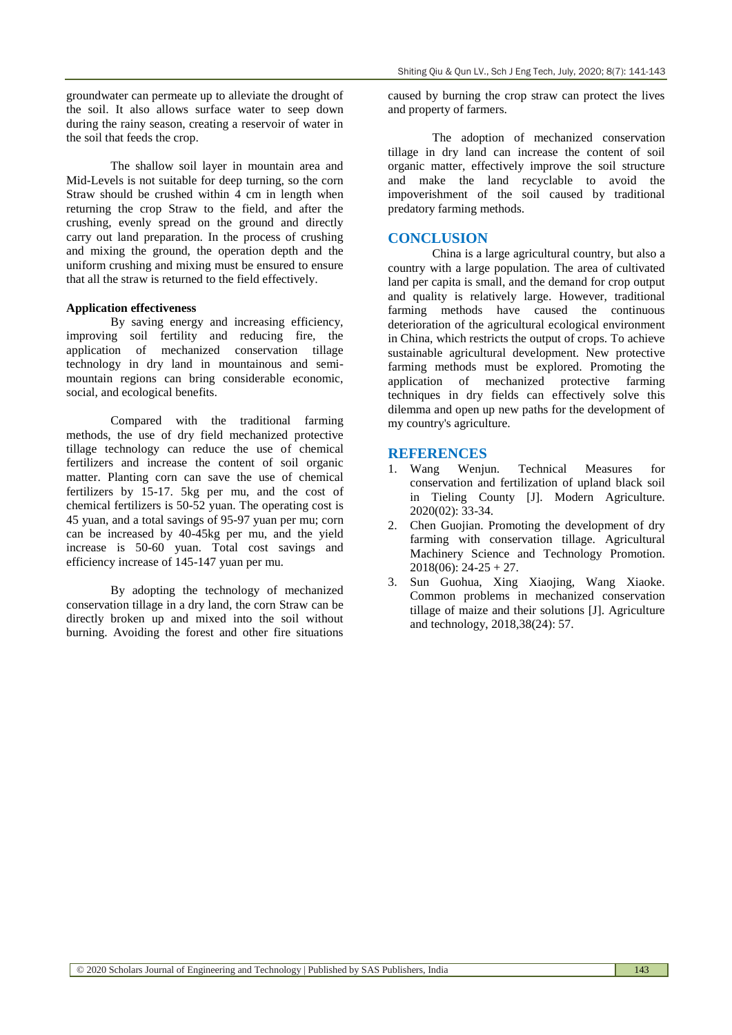groundwater can permeate up to alleviate the drought of the soil. It also allows surface water to seep down during the rainy season, creating a reservoir of water in the soil that feeds the crop.

The shallow soil layer in mountain area and Mid-Levels is not suitable for deep turning, so the corn Straw should be crushed within 4 cm in length when returning the crop Straw to the field, and after the crushing, evenly spread on the ground and directly carry out land preparation. In the process of crushing and mixing the ground, the operation depth and the uniform crushing and mixing must be ensured to ensure that all the straw is returned to the field effectively.

**Application effectiveness**

By saving energy and increasing efficiency, improving soil fertility and reducing fire, the application of mechanized conservation tillage technology in dry land in mountainous and semi-mountain regions can bring considerable economic, social, and ecological benefits.

Compared with the traditional farming methods, the use of dry field mechanized protective tillage technology can reduce the use of chemical fertilizers and increase the content of soil organic matter. Planting corn can save the use of chemical fertilizers by 15-17. 5kg per mu, and the cost of chemical fertilizers is 50-52 yuan. The operating cost is 45 yuan, and a total savings of 95-97 yuan per mu; corn can be increased by 40-45kg per mu, and the yield increase is 50-60 yuan. Total cost savings and efficiency increase of 145-147 yuan per mu.

By adopting the technology of mechanized conservation tillage in a dry land, the corn Straw can be directly broken up and mixed into the soil without burning. Avoiding the forest and other fire situations caused by burning the crop straw can protect the lives and property of farmers.

The adoption of mechanized conservation tillage in dry land can increase the content of soil organic matter, effectively improve the soil structure and make the land recyclable to avoid the impoverishment of the soil caused by traditional predatory farming methods.

## CONCLUSION

China is a large agricultural country, but also a country with a large population. The area of cultivated land per capita is small, and the demand for crop output and quality is relatively large. However, traditional farming methods have caused the continuous deterioration of the agricultural ecological environment in China, which restricts the output of crops. To achieve sustainable agricultural development. New protective farming methods must be explored. Promoting the application of mechanized protective farming techniques in dry fields can effectively solve this dilemma and open up new paths for the development of my country's agriculture.

## REFERENCES

1. Wang Wenjun. Technical Measures for conservation and fertilization of upland black soil in Tieling County [J]. Modern Agriculture. 2020(02): 33-34.
2. Chen Guojian. Promoting the development of dry farming with conservation tillage. Agricultural Machinery Science and Technology Promotion. 2018(06): 24-25 + 27.
3. Sun Guohua, Xing Xiaojing, Wang Xiaoke. Common problems in mechanized conservation tillage of maize and their solutions [J]. Agriculture and technology, 2018,38(24): 57.